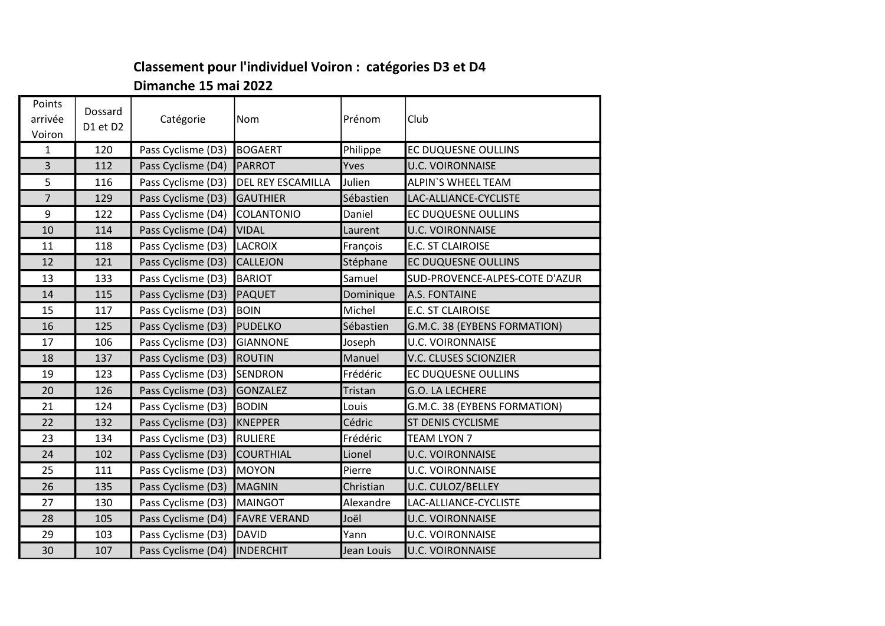## Classement pour l'individuel Voiron : catégories D3 et D4

## Dimanche 15 mai 2022

| Points arrivée Voiron | Dossard D1 et D2 | Catégorie | Nom | Prénom | Club |
|---|---|---|---|---|---|
| 1 | 120 | Pass Cyclisme (D3) | BOGAERT | Philippe | EC DUQUESNE OULLINS |
| 3 | 112 | Pass Cyclisme (D4) | PARROT | Yves | U.C. VOIRONNAISE |
| 5 | 116 | Pass Cyclisme (D3) | DEL REY ESCAMILLA | Julien | ALPIN`S WHEEL TEAM |
| 7 | 129 | Pass Cyclisme (D3) | GAUTHIER | Sébastien | LAC-ALLIANCE-CYCLISTE |
| 9 | 122 | Pass Cyclisme (D4) | COLANTONIO | Daniel | EC DUQUESNE OULLINS |
| 10 | 114 | Pass Cyclisme (D4) | VIDAL | Laurent | U.C. VOIRONNAISE |
| 11 | 118 | Pass Cyclisme (D3) | LACROIX | François | E.C. ST CLAIROISE |
| 12 | 121 | Pass Cyclisme (D3) | CALLEJON | Stéphane | EC DUQUESNE OULLINS |
| 13 | 133 | Pass Cyclisme (D3) | BARIOT | Samuel | SUD-PROVENCE-ALPES-COTE D'AZUR |
| 14 | 115 | Pass Cyclisme (D3) | PAQUET | Dominique | A.S. FONTAINE |
| 15 | 117 | Pass Cyclisme (D3) | BOIN | Michel | E.C. ST CLAIROISE |
| 16 | 125 | Pass Cyclisme (D3) | PUDELKO | Sébastien | G.M.C. 38 (EYBENS FORMATION) |
| 17 | 106 | Pass Cyclisme (D3) | GIANNONE | Joseph | U.C. VOIRONNAISE |
| 18 | 137 | Pass Cyclisme (D3) | ROUTIN | Manuel | V.C. CLUSES SCIONZIER |
| 19 | 123 | Pass Cyclisme (D3) | SENDRON | Frédéric | EC DUQUESNE OULLINS |
| 20 | 126 | Pass Cyclisme (D3) | GONZALEZ | Tristan | G.O. LA LECHERE |
| 21 | 124 | Pass Cyclisme (D3) | BODIN | Louis | G.M.C. 38 (EYBENS FORMATION) |
| 22 | 132 | Pass Cyclisme (D3) | KNEPPER | Cédric | ST DENIS CYCLISME |
| 23 | 134 | Pass Cyclisme (D3) | RULIERE | Frédéric | TEAM LYON 7 |
| 24 | 102 | Pass Cyclisme (D3) | COURTHIAL | Lionel | U.C. VOIRONNAISE |
| 25 | 111 | Pass Cyclisme (D3) | MOYON | Pierre | U.C. VOIRONNAISE |
| 26 | 135 | Pass Cyclisme (D3) | MAGNIN | Christian | U.C. CULOZ/BELLEY |
| 27 | 130 | Pass Cyclisme (D3) | MAINGOT | Alexandre | LAC-ALLIANCE-CYCLISTE |
| 28 | 105 | Pass Cyclisme (D4) | FAVRE VERAND | Joël | U.C. VOIRONNAISE |
| 29 | 103 | Pass Cyclisme (D3) | DAVID | Yann | U.C. VOIRONNAISE |
| 30 | 107 | Pass Cyclisme (D4) | INDERCHIT | Jean Louis | U.C. VOIRONNAISE |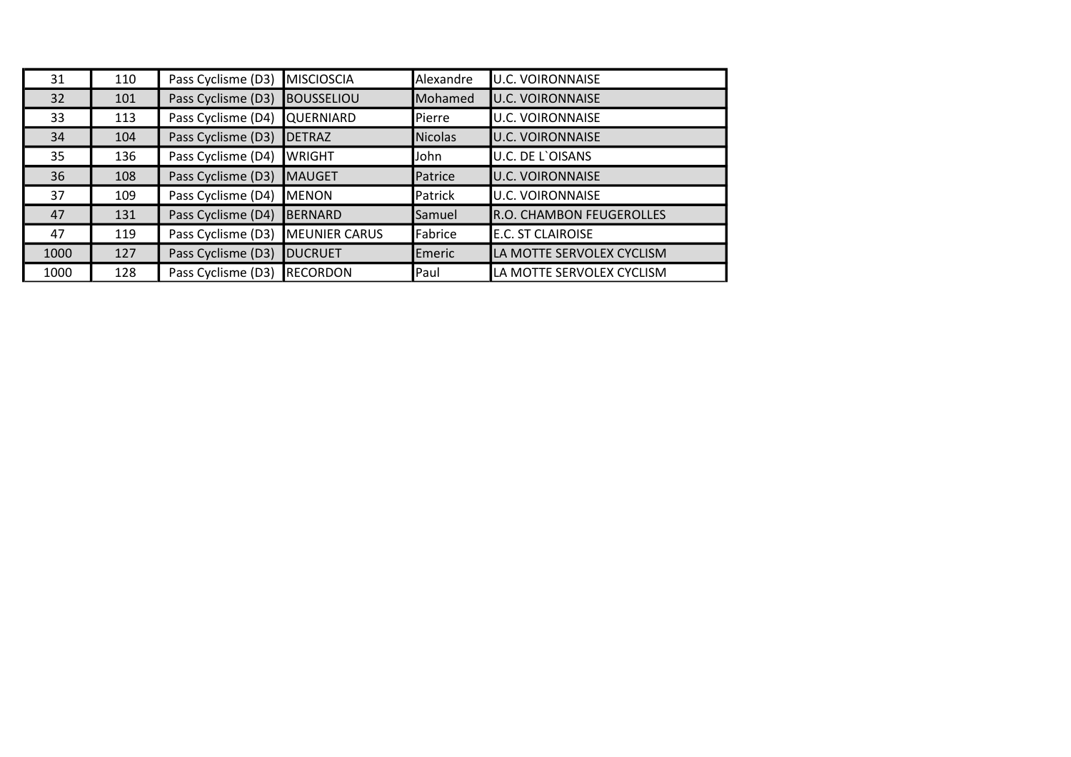| | | | | | |
|---|---|---|---|---|---|
| 31 | 110 | Pass Cyclisme (D3) | MISCIOSCIA | Alexandre | U.C. VOIRONNAISE |
| 32 | 101 | Pass Cyclisme (D3) | BOUSSELIOU | Mohamed | U.C. VOIRONNAISE |
| 33 | 113 | Pass Cyclisme (D4) | QUERNIARD | Pierre | U.C. VOIRONNAISE |
| 34 | 104 | Pass Cyclisme (D3) | DETRAZ | Nicolas | U.C. VOIRONNAISE |
| 35 | 136 | Pass Cyclisme (D4) | WRIGHT | John | U.C. DE L`OISANS |
| 36 | 108 | Pass Cyclisme (D3) | MAUGET | Patrice | U.C. VOIRONNAISE |
| 37 | 109 | Pass Cyclisme (D4) | MENON | Patrick | U.C. VOIRONNAISE |
| 47 | 131 | Pass Cyclisme (D4) | BERNARD | Samuel | R.O. CHAMBON FEUGEROLLES |
| 47 | 119 | Pass Cyclisme (D3) | MEUNIER CARUS | Fabrice | E.C. ST CLAIROISE |
| 1000 | 127 | Pass Cyclisme (D3) | DUCRUET | Emeric | LA MOTTE SERVOLEX CYCLISM |
| 1000 | 128 | Pass Cyclisme (D3) | RECORDON | Paul | LA MOTTE SERVOLEX CYCLISM |